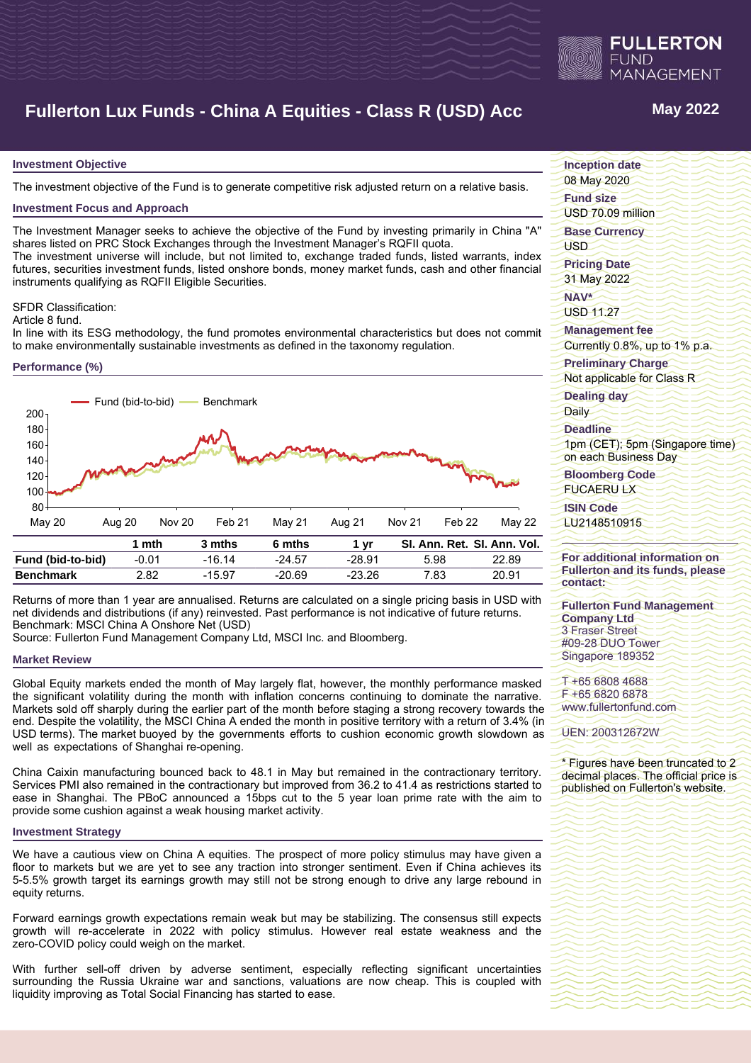# Fullerton Lux Funds - China A Equities - Class R (USD) Acc

May 2022

## Investment Objective

The investment objective of the Fund is to generate competitive risk adjusted return on a relative basis.

## Investment Focus and Approach

The Investment Manager seeks to achieve the objective of the Fund by investing primarily in China "A" shares listed on PRC Stock Exchanges through the Investment Manager's RQFII quota.
The investment universe will include, but not limited to, exchange traded funds, listed warrants, index futures, securities investment funds, listed onshore bonds, money market funds, cash and other financial instruments qualifying as RQFII Eligible Securities.

SFDR Classification:
Article 8 fund.
In line with its ESG methodology, the fund promotes environmental characteristics but does not commit to make environmentally sustainable investments as defined in the taxonomy regulation.

## Performance (%)

| | 1 mth | 3 mths | 6 mths | 1 yr | SI. Ann. Ret. | SI. Ann. Vol. |
|---|---|---|---|---|---|---|
| **Fund (bid-to-bid)** | -0.01 | -16.14 | -24.57 | -28.91 | 5.98 | 22.89 |
| **Benchmark** | 2.82 | -15.97 | -20.69 | -23.26 | 7.83 | 20.91 |

Returns of more than 1 year are annualised. Returns are calculated on a single pricing basis in USD with net dividends and distributions (if any) reinvested. Past performance is not indicative of future returns.
Benchmark: MSCI China A Onshore Net (USD)
Source: Fullerton Fund Management Company Ltd, MSCI Inc. and Bloomberg.

## Market Review

Global Equity markets ended the month of May largely flat, however, the monthly performance masked the significant volatility during the month with inflation concerns continuing to dominate the narrative. Markets sold off sharply during the earlier part of the month before staging a strong recovery towards the end. Despite the volatility, the MSCI China A ended the month in positive territory with a return of 3.4% (in USD terms). The market buoyed by the governments efforts to cushion economic growth slowdown as well as expectations of Shanghai re-opening.

China Caixin manufacturing bounced back to 48.1 in May but remained in the contractionary territory. Services PMI also remained in the contractionary but improved from 36.2 to 41.4 as restrictions started to ease in Shanghai. The PBoC announced a 15bps cut to the 5 year loan prime rate with the aim to provide some cushion against a weak housing market activity.

## Investment Strategy

We have a cautious view on China A equities. The prospect of more policy stimulus may have given a floor to markets but we are yet to see any traction into stronger sentiment. Even if China achieves its 5-5.5% growth target its earnings growth may still not be strong enough to drive any large rebound in equity returns.

Forward earnings growth expectations remain weak but may be stabilizing. The consensus still expects growth will re-accelerate in 2022 with policy stimulus. However real estate weakness and the zero-COVID policy could weigh on the market.

With further sell-off driven by adverse sentiment, especially reflecting significant uncertainties surrounding the Russia Ukraine war and sanctions, valuations are now cheap. This is coupled with liquidity improving as Total Social Financing has started to ease.

**Inception date**
08 May 2020

**Fund size**
USD 70.09 million

**Base Currency**
USD

**Pricing Date**
31 May 2022

**NAV***
USD 11.27

**Management fee**
Currently 0.8%, up to 1% p.a.

**Preliminary Charge**
Not applicable for Class R

**Dealing day**
Daily

**Deadline**
1pm (CET); 5pm (Singapore time) on each Business Day

**Bloomberg Code**
FUCAERU LX

**ISIN Code**
LU2148510915

**For additional information on Fullerton and its funds, please contact:**

**Fullerton Fund Management Company Ltd**
3 Fraser Street
#09-28 DUO Tower
Singapore 189352

T +65 6808 4688
F +65 6820 6878
www.fullertonfund.com

UEN: 200312672W

\* Figures have been truncated to 2 decimal places. The official price is published on Fullerton's website.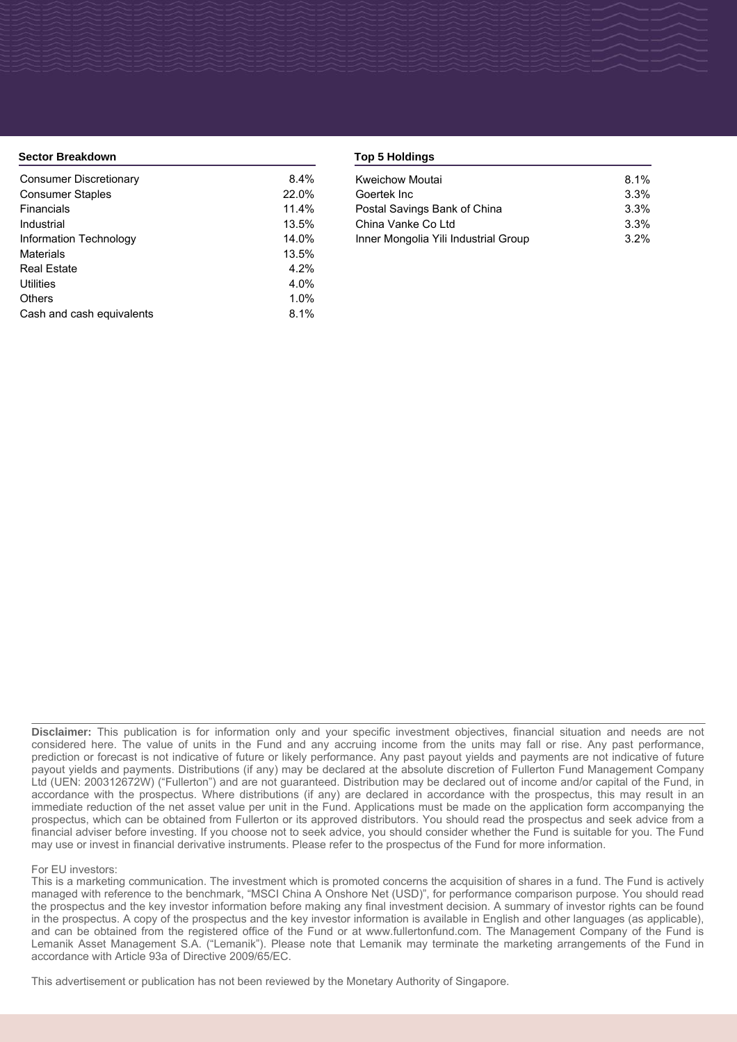### Sector Breakdown

| | |
|---|---|
| Consumer Discretionary | 8.4% |
| Consumer Staples | 22.0% |
| Financials | 11.4% |
| Industrial | 13.5% |
| Information Technology | 14.0% |
| Materials | 13.5% |
| Real Estate | 4.2% |
| Utilities | 4.0% |
| Others | 1.0% |
| Cash and cash equivalents | 8.1% |

### Top 5 Holdings

| | |
|---|---|
| Kweichow Moutai | 8.1% |
| Goertek Inc | 3.3% |
| Postal Savings Bank of China | 3.3% |
| China Vanke Co Ltd | 3.3% |
| Inner Mongolia Yili Industrial Group | 3.2% |

**Disclaimer:** This publication is for information only and your specific investment objectives, financial situation and needs are not considered here. The value of units in the Fund and any accruing income from the units may fall or rise. Any past performance, prediction or forecast is not indicative of future or likely performance. Any past payout yields and payments are not indicative of future payout yields and payments. Distributions (if any) may be declared at the absolute discretion of Fullerton Fund Management Company Ltd (UEN: 200312672W) ("Fullerton") and are not guaranteed. Distribution may be declared out of income and/or capital of the Fund, in accordance with the prospectus. Where distributions (if any) are declared in accordance with the prospectus, this may result in an immediate reduction of the net asset value per unit in the Fund. Applications must be made on the application form accompanying the prospectus, which can be obtained from Fullerton or its approved distributors. You should read the prospectus and seek advice from a financial adviser before investing. If you choose not to seek advice, you should consider whether the Fund is suitable for you. The Fund may use or invest in financial derivative instruments. Please refer to the prospectus of the Fund for more information.

For EU investors:
This is a marketing communication. The investment which is promoted concerns the acquisition of shares in a fund. The Fund is actively managed with reference to the benchmark, "MSCI China A Onshore Net (USD)", for performance comparison purpose. You should read the prospectus and the key investor information before making any final investment decision. A summary of investor rights can be found in the prospectus. A copy of the prospectus and the key investor information is available in English and other languages (as applicable), and can be obtained from the registered office of the Fund or at www.fullertonfund.com. The Management Company of the Fund is Lemanik Asset Management S.A. ("Lemanik"). Please note that Lemanik may terminate the marketing arrangements of the Fund in accordance with Article 93a of Directive 2009/65/EC.

This advertisement or publication has not been reviewed by the Monetary Authority of Singapore.